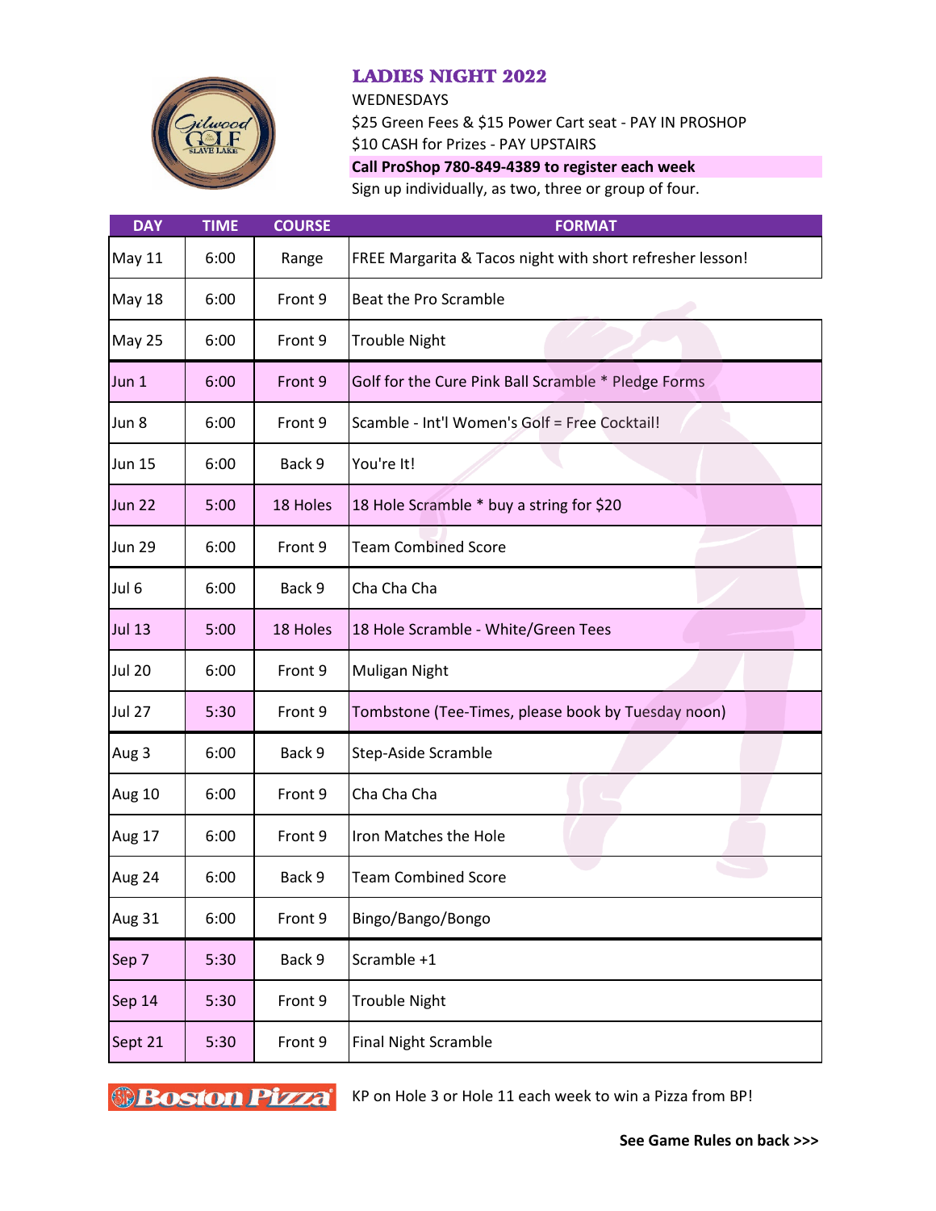# LADIES NIGHT 2022

WEDNESDAYS

$25 Green Fees & $15 Power Cart seat - PAY IN PROSHOP

$10 CASH for Prizes - PAY UPSTAIRS

**Call ProShop 780-849-4389 to register each week**

Sign up individually, as two, three or group of four.

| DAY | TIME | COURSE | FORMAT |
|---|---|---|---|
| May 11 | 6:00 | Range | FREE Margarita & Tacos night with short refresher lesson! |
| May 18 | 6:00 | Front 9 | Beat the Pro Scramble |
| May 25 | 6:00 | Front 9 | Trouble Night |
| Jun 1 | 6:00 | Front 9 | Golf for the Cure Pink Ball Scramble * Pledge Forms |
| Jun 8 | 6:00 | Front 9 | Scamble - Int'l Women's Golf = Free Cocktail! |
| Jun 15 | 6:00 | Back 9 | You're It! |
| Jun 22 | 5:00 | 18 Holes | 18 Hole Scramble * buy a string for $20 |
| Jun 29 | 6:00 | Front 9 | Team Combined Score |
| Jul 6 | 6:00 | Back 9 | Cha Cha Cha |
| Jul 13 | 5:00 | 18 Holes | 18 Hole Scramble - White/Green Tees |
| Jul 20 | 6:00 | Front 9 | Muligan Night |
| Jul 27 | 5:30 | Front 9 | Tombstone (Tee-Times, please book by Tuesday noon) |
| Aug 3 | 6:00 | Back 9 | Step-Aside Scramble |
| Aug 10 | 6:00 | Front 9 | Cha Cha Cha |
| Aug 17 | 6:00 | Front 9 | Iron Matches the Hole |
| Aug 24 | 6:00 | Back 9 | Team Combined Score |
| Aug 31 | 6:00 | Front 9 | Bingo/Bango/Bongo |
| Sep 7 | 5:30 | Back 9 | Scramble +1 |
| Sep 14 | 5:30 | Front 9 | Trouble Night |
| Sept 21 | 5:30 | Front 9 | Final Night Scramble |

KP on Hole 3 or Hole 11 each week to win a Pizza from BP!

**See Game Rules on back >>>**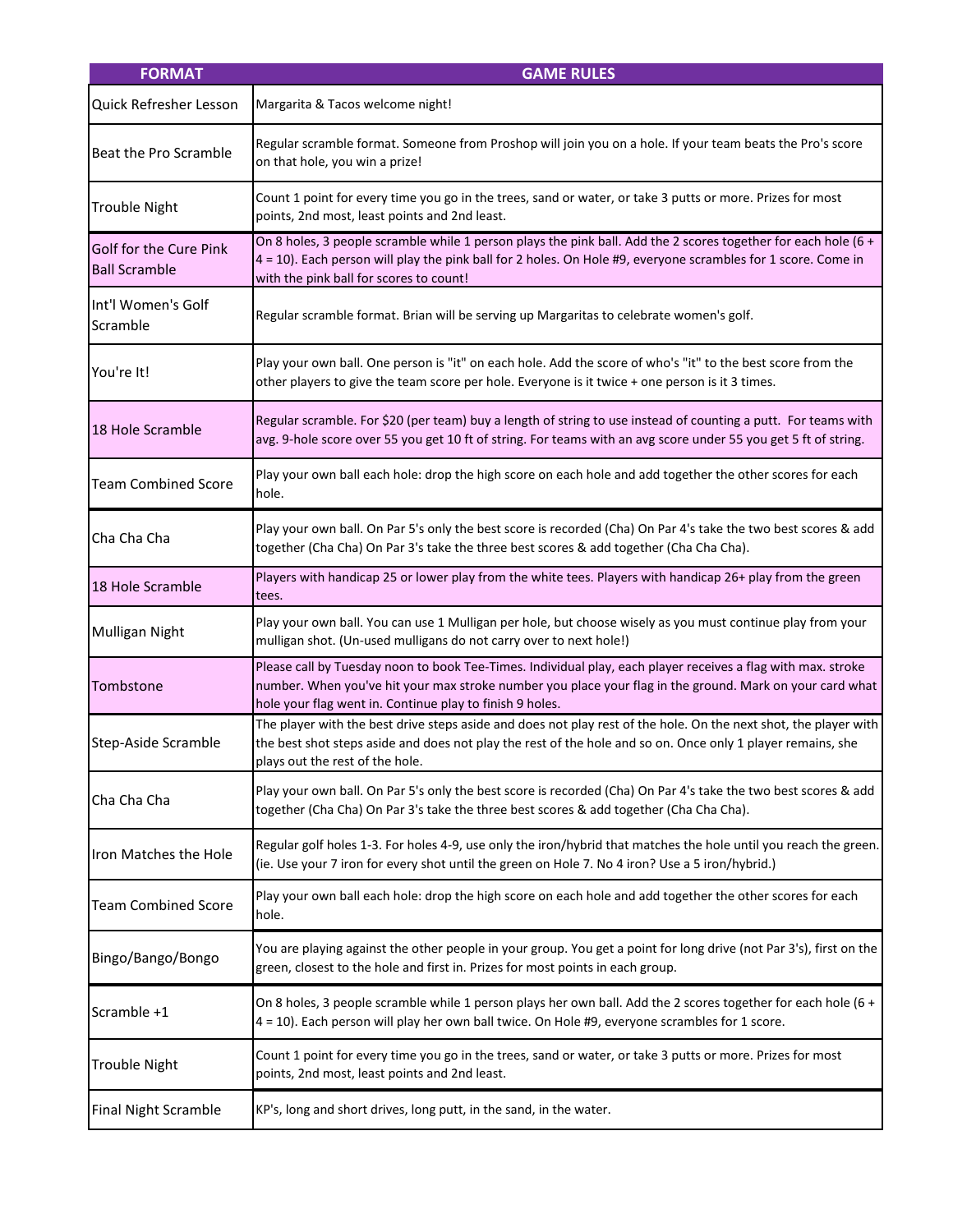| FORMAT | GAME RULES |
|---|---|
| Quick Refresher Lesson | Margarita & Tacos welcome night! |
| Beat the Pro Scramble | Regular scramble format. Someone from Proshop will join you on a hole. If your team beats the Pro's score on that hole, you win a prize! |
| Trouble Night | Count 1 point for every time you go in the trees, sand or water, or take 3 putts or more. Prizes for most points, 2nd most, least points and 2nd least. |
| Golf for the Cure Pink Ball Scramble | On 8 holes, 3 people scramble while 1 person plays the pink ball. Add the 2 scores together for each hole (6 + 4 = 10). Each person will play the pink ball for 2 holes. On Hole #9, everyone scrambles for 1 score. Come in with the pink ball for scores to count! |
| Int'l Women's Golf Scramble | Regular scramble format. Brian will be serving up Margaritas to celebrate women's golf. |
| You're It! | Play your own ball. One person is "it" on each hole. Add the score of who's "it" to the best score from the other players to give the team score per hole. Everyone is it twice + one person is it 3 times. |
| 18 Hole Scramble | Regular scramble. For $20 (per team) buy a length of string to use instead of counting a putt. For teams with avg. 9-hole score over 55 you get 10 ft of string. For teams with an avg score under 55 you get 5 ft of string. |
| Team Combined Score | Play your own ball each hole: drop the high score on each hole and add together the other scores for each hole. |
| Cha Cha Cha | Play your own ball. On Par 5's only the best score is recorded (Cha) On Par 4's take the two best scores & add together (Cha Cha) On Par 3's take the three best scores & add together (Cha Cha Cha). |
| 18 Hole Scramble | Players with handicap 25 or lower play from the white tees. Players with handicap 26+ play from the green tees. |
| Mulligan Night | Play your own ball. You can use 1 Mulligan per hole, but choose wisely as you must continue play from your mulligan shot. (Un-used mulligans do not carry over to next hole!) |
| Tombstone | Please call by Tuesday noon to book Tee-Times. Individual play, each player receives a flag with max. stroke number. When you've hit your max stroke number you place your flag in the ground. Mark on your card what hole your flag went in. Continue play to finish 9 holes. |
| Step-Aside Scramble | The player with the best drive steps aside and does not play rest of the hole. On the next shot, the player with the best shot steps aside and does not play the rest of the hole and so on. Once only 1 player remains, she plays out the rest of the hole. |
| Cha Cha Cha | Play your own ball. On Par 5's only the best score is recorded (Cha) On Par 4's take the two best scores & add together (Cha Cha) On Par 3's take the three best scores & add together (Cha Cha Cha). |
| Iron Matches the Hole | Regular golf holes 1-3. For holes 4-9, use only the iron/hybrid that matches the hole until you reach the green. (ie. Use your 7 iron for every shot until the green on Hole 7. No 4 iron? Use a 5 iron/hybrid.) |
| Team Combined Score | Play your own ball each hole: drop the high score on each hole and add together the other scores for each hole. |
| Bingo/Bango/Bongo | You are playing against the other people in your group. You get a point for long drive (not Par 3's), first on the green, closest to the hole and first in. Prizes for most points in each group. |
| Scramble +1 | On 8 holes, 3 people scramble while 1 person plays her own ball. Add the 2 scores together for each hole (6 + 4 = 10). Each person will play her own ball twice. On Hole #9, everyone scrambles for 1 score. |
| Trouble Night | Count 1 point for every time you go in the trees, sand or water, or take 3 putts or more. Prizes for most points, 2nd most, least points and 2nd least. |
| Final Night Scramble | KP's, long and short drives, long putt, in the sand, in the water. |